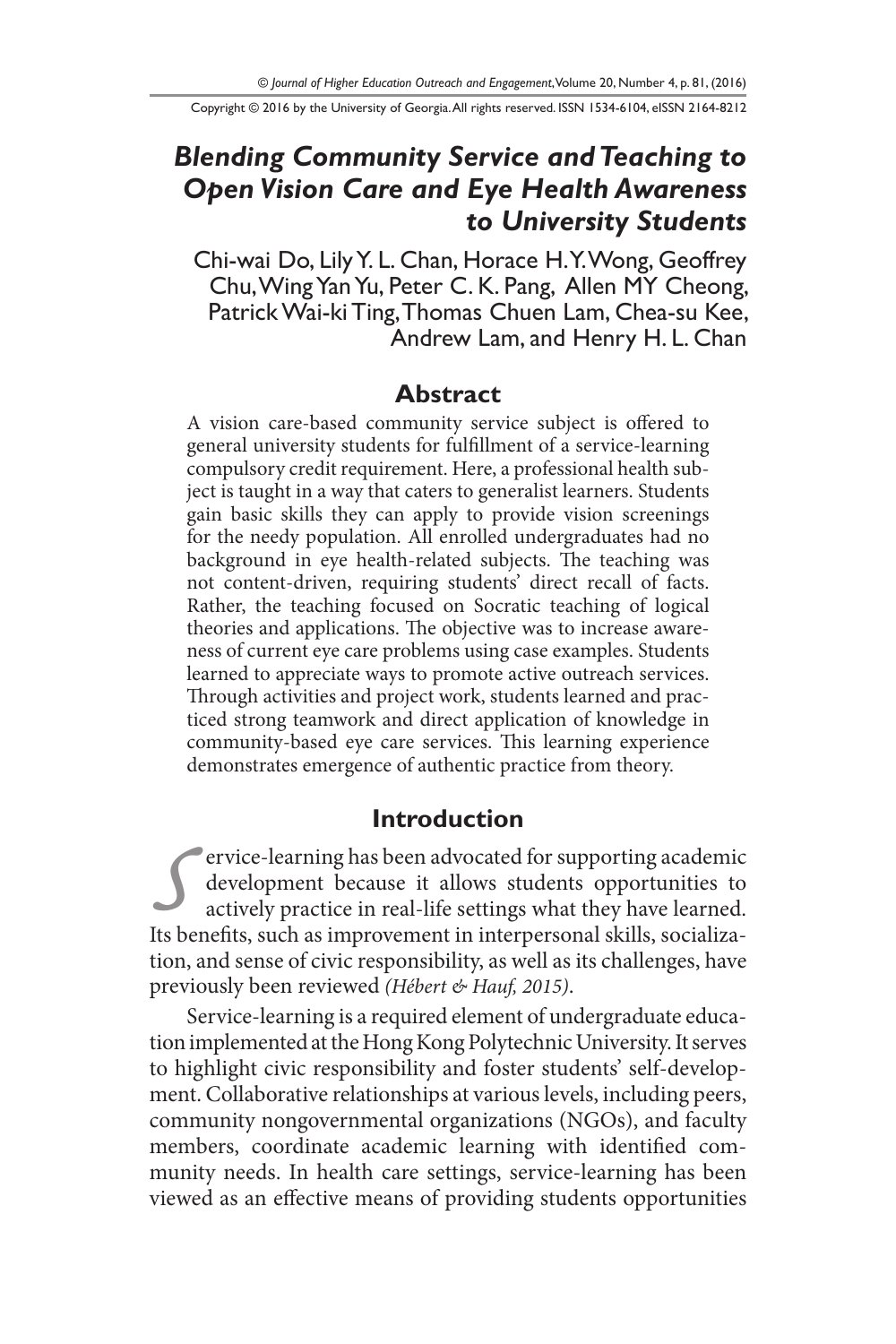# Blending Community Service and Teaching to Open Vision Care and Eye Health Awareness to University Students

Chi-wai Do, Lily Y. L. Chan, Horace H. Y. Wong, Geoffrey Chu, Wing Yan Yu, Peter C. K. Pang, Allen MY Cheong, Patrick Wai-ki Ting, Thomas Chuen Lam, Chea-su Kee, Andrew Lam, and Henry H. L. Chan

## Abstract

A vision care-based community service subject is offered to general university students for fulfillment of a service-learning compulsory credit requirement. Here, a professional health subject is taught in a way that caters to generalist learners. Students gain basic skills they can apply to provide vision screenings for the needy population. All enrolled undergraduates had no background in eye health-related subjects. The teaching was not content-driven, requiring students' direct recall of facts. Rather, the teaching focused on Socratic teaching of logical theories and applications. The objective was to increase awareness of current eye care problems using case examples. Students learned to appreciate ways to promote active outreach services. Through activities and project work, students learned and practiced strong teamwork and direct application of knowledge in community-based eye care services. This learning experience demonstrates emergence of authentic practice from theory.

## Introduction

Service-learning has been advocated for supporting academic development because it allows students opportunities to actively practice in real-life settings what they have learned. Its benefits, such as improvement in interpersonal skills, socialization, and sense of civic responsibility, as well as its challenges, have previously been reviewed *(Hébert & Hauf, 2015)*.

Service-learning is a required element of undergraduate education implemented at the Hong Kong Polytechnic University. It serves to highlight civic responsibility and foster students' self-development. Collaborative relationships at various levels, including peers, community nongovernmental organizations (NGOs), and faculty members, coordinate academic learning with identified community needs. In health care settings, service-learning has been viewed as an effective means of providing students opportunities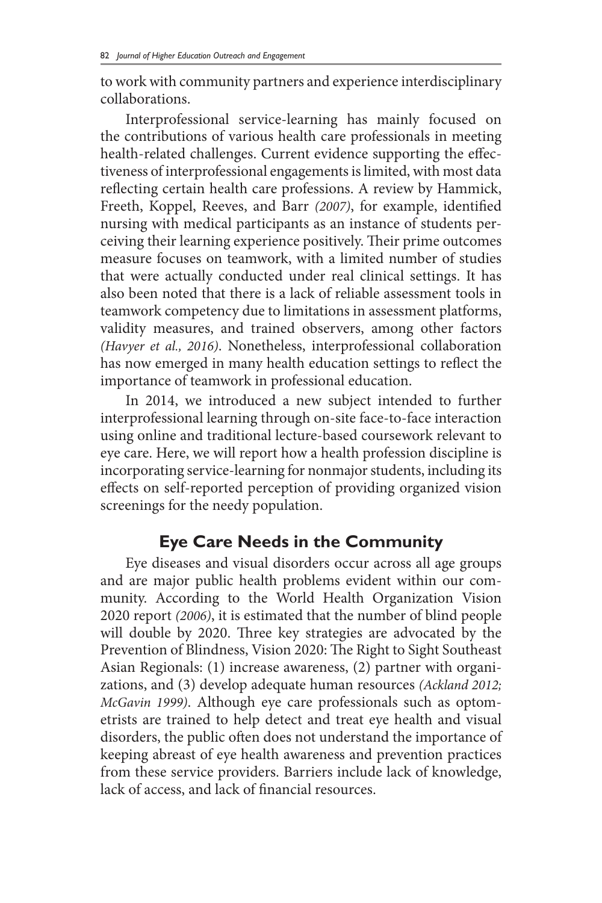to work with community partners and experience interdisciplinary collaborations.

Interprofessional service-learning has mainly focused on the contributions of various health care professionals in meeting health-related challenges. Current evidence supporting the effectiveness of interprofessional engagements is limited, with most data reflecting certain health care professions. A review by Hammick, Freeth, Koppel, Reeves, and Barr *(2007)*, for example, identified nursing with medical participants as an instance of students perceiving their learning experience positively. Their prime outcomes measure focuses on teamwork, with a limited number of studies that were actually conducted under real clinical settings. It has also been noted that there is a lack of reliable assessment tools in teamwork competency due to limitations in assessment platforms, validity measures, and trained observers, among other factors *(Havyer et al., 2016)*. Nonetheless, interprofessional collaboration has now emerged in many health education settings to reflect the importance of teamwork in professional education.

In 2014, we introduced a new subject intended to further interprofessional learning through on-site face-to-face interaction using online and traditional lecture-based coursework relevant to eye care. Here, we will report how a health profession discipline is incorporating service-learning for nonmajor students, including its effects on self-reported perception of providing organized vision screenings for the needy population.

## Eye Care Needs in the Community

Eye diseases and visual disorders occur across all age groups and are major public health problems evident within our community. According to the World Health Organization Vision 2020 report *(2006)*, it is estimated that the number of blind people will double by 2020. Three key strategies are advocated by the Prevention of Blindness, Vision 2020: The Right to Sight Southeast Asian Regionals: (1) increase awareness, (2) partner with organizations, and (3) develop adequate human resources *(Ackland 2012; McGavin 1999)*. Although eye care professionals such as optometrists are trained to help detect and treat eye health and visual disorders, the public often does not understand the importance of keeping abreast of eye health awareness and prevention practices from these service providers. Barriers include lack of knowledge, lack of access, and lack of financial resources.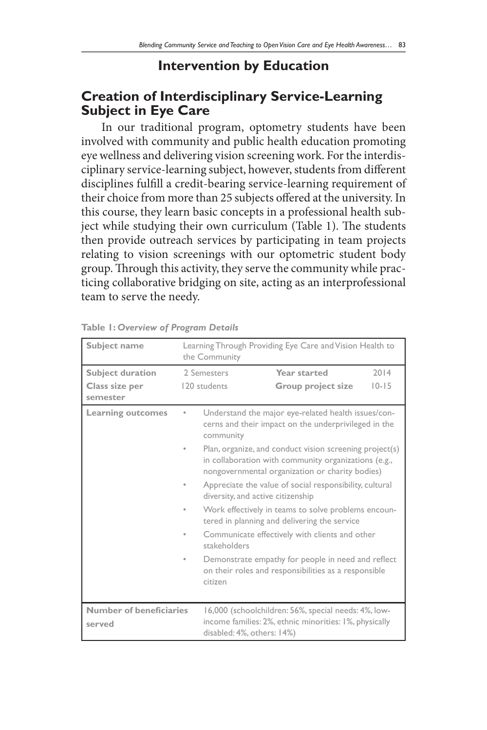## Intervention by Education

### Creation of Interdisciplinary Service-Learning Subject in Eye Care

In our traditional program, optometry students have been involved with community and public health education promoting eye wellness and delivering vision screening work. For the interdisciplinary service-learning subject, however, students from different disciplines fulfill a credit-bearing service-learning requirement of their choice from more than 25 subjects offered at the university. In this course, they learn basic concepts in a professional health subject while studying their own curriculum (Table 1). The students then provide outreach services by participating in team projects relating to vision screenings with our optometric student body group. Through this activity, they serve the community while practicing collaborative bridging on site, acting as an interprofessional team to serve the needy.

**Table 1:** ***Overview of Program Details***

| **Subject name** | Learning Through Providing Eye Care and Vision Health to the Community | | |
|---|---|---|---|
| **Subject duration** | 2 Semesters | **Year started** | 2014 |
| **Class size per semester** | 120 students | **Group project size** | 10-15 |
| **Learning outcomes** | • Understand the major eye-related health issues/concerns and their impact on the underprivileged in the community<br>• Plan, organize, and conduct vision screening project(s) in collaboration with community organizations (e.g., nongovernmental organization or charity bodies)<br>• Appreciate the value of social responsibility, cultural diversity, and active citizenship<br>• Work effectively in teams to solve problems encountered in planning and delivering the service<br>• Communicate effectively with clients and other stakeholders<br>• Demonstrate empathy for people in need and reflect on their roles and responsibilities as a responsible citizen | | |
| **Number of beneficiaries served** | 16,000 (schoolchildren: 56%, special needs: 4%, low-income families: 2%, ethnic minorities: 1%, physically disabled: 4%, others: 14%) | | |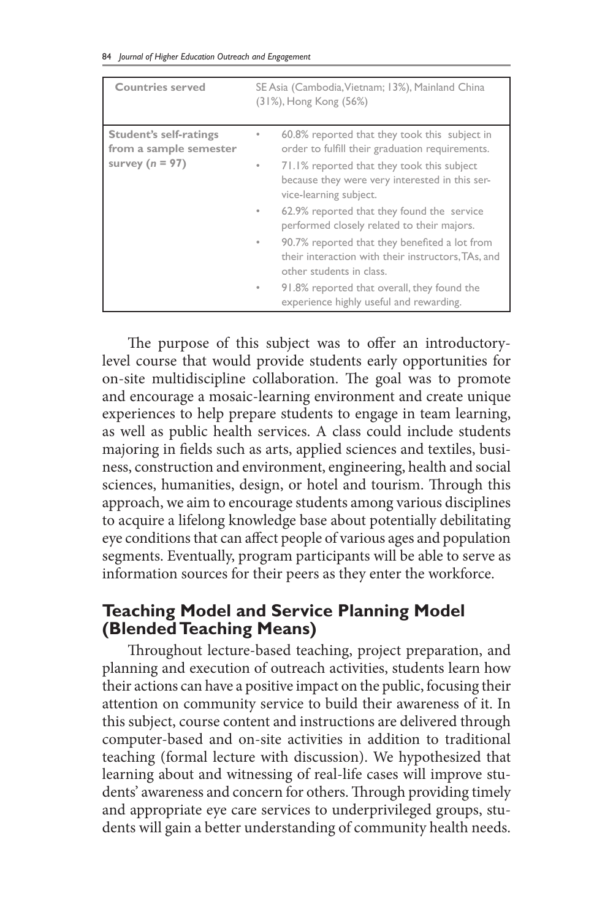| Countries served | SE Asia (Cambodia, Vietnam; 13%), Mainland China (31%), Hong Kong (56%) |
|---|---|
| Student's self-ratings from a sample semester survey ($n$ = 97) | • 60.8% reported that they took this subject in order to fulfill their graduation requirements.<br>• 71.1% reported that they took this subject because they were very interested in this service-learning subject.<br>• 62.9% reported that they found the service performed closely related to their majors.<br>• 90.7% reported that they benefited a lot from their interaction with their instructors, TAs, and other students in class.<br>• 91.8% reported that overall, they found the experience highly useful and rewarding. |

The purpose of this subject was to offer an introductory-level course that would provide students early opportunities for on-site multidiscipline collaboration. The goal was to promote and encourage a mosaic-learning environment and create unique experiences to help prepare students to engage in team learning, as well as public health services. A class could include students majoring in fields such as arts, applied sciences and textiles, business, construction and environment, engineering, health and social sciences, humanities, design, or hotel and tourism. Through this approach, we aim to encourage students among various disciplines to acquire a lifelong knowledge base about potentially debilitating eye conditions that can affect people of various ages and population segments. Eventually, program participants will be able to serve as information sources for their peers as they enter the workforce.

## Teaching Model and Service Planning Model (Blended Teaching Means)

Throughout lecture-based teaching, project preparation, and planning and execution of outreach activities, students learn how their actions can have a positive impact on the public, focusing their attention on community service to build their awareness of it. In this subject, course content and instructions are delivered through computer-based and on-site activities in addition to traditional teaching (formal lecture with discussion). We hypothesized that learning about and witnessing of real-life cases will improve students' awareness and concern for others. Through providing timely and appropriate eye care services to underprivileged groups, students will gain a better understanding of community health needs.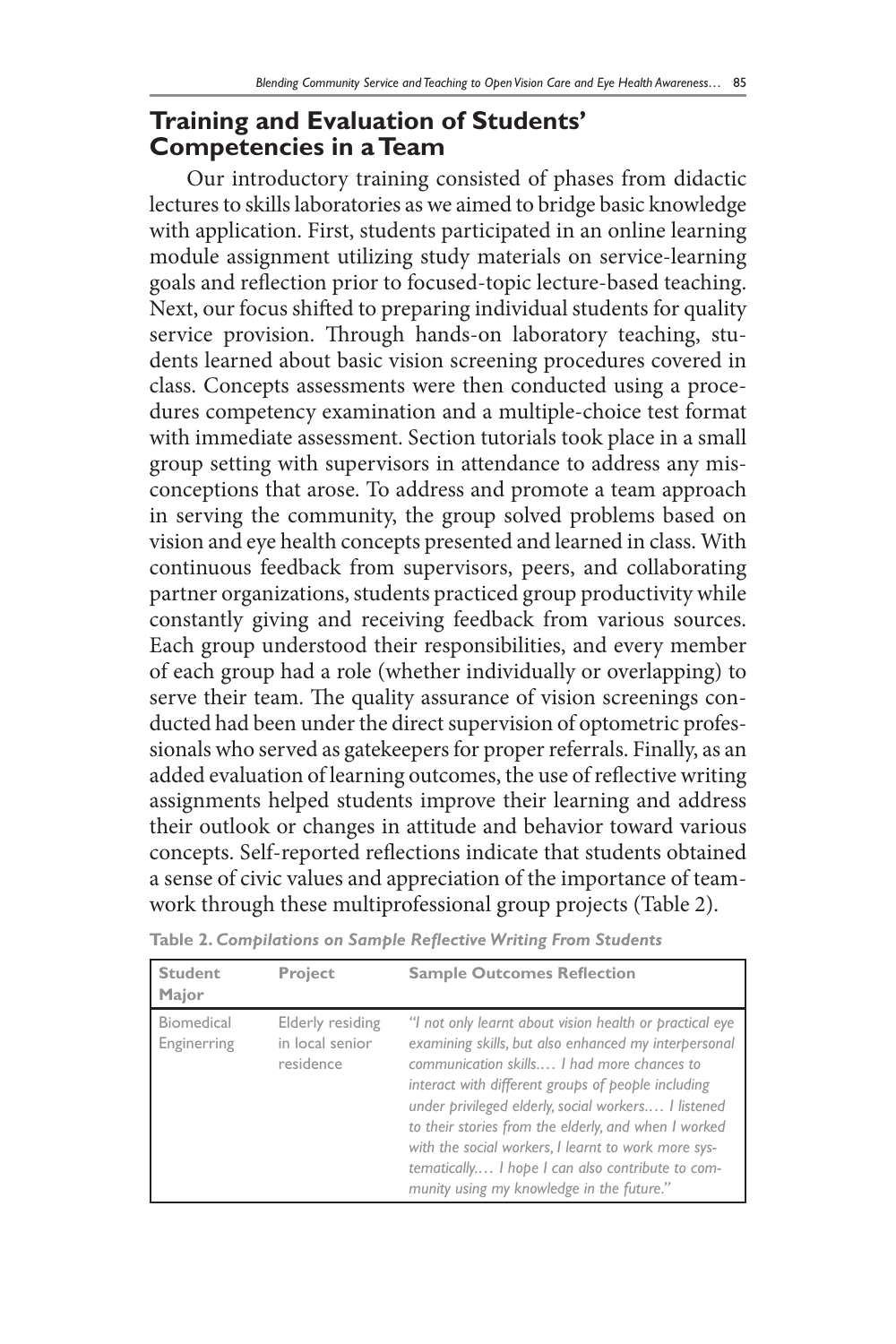## Training and Evaluation of Students' Competencies in a Team

Our introductory training consisted of phases from didactic lectures to skills laboratories as we aimed to bridge basic knowledge with application. First, students participated in an online learning module assignment utilizing study materials on service-learning goals and reflection prior to focused-topic lecture-based teaching. Next, our focus shifted to preparing individual students for quality service provision. Through hands-on laboratory teaching, students learned about basic vision screening procedures covered in class. Concepts assessments were then conducted using a procedures competency examination and a multiple-choice test format with immediate assessment. Section tutorials took place in a small group setting with supervisors in attendance to address any misconceptions that arose. To address and promote a team approach in serving the community, the group solved problems based on vision and eye health concepts presented and learned in class. With continuous feedback from supervisors, peers, and collaborating partner organizations, students practiced group productivity while constantly giving and receiving feedback from various sources. Each group understood their responsibilities, and every member of each group had a role (whether individually or overlapping) to serve their team. The quality assurance of vision screenings conducted had been under the direct supervision of optometric professionals who served as gatekeepers for proper referrals. Finally, as an added evaluation of learning outcomes, the use of reflective writing assignments helped students improve their learning and address their outlook or changes in attitude and behavior toward various concepts. Self-reported reflections indicate that students obtained a sense of civic values and appreciation of the importance of teamwork through these multiprofessional group projects (Table 2).

**Table 2.** ***Compilations on Sample Reflective Writing From Students***

| Student Major | Project | Sample Outcomes Reflection |
|---|---|---|
| Biomedical Enginerring | Elderly residing in local senior residence | *"I not only learnt about vision health or practical eye examining skills, but also enhanced my interpersonal communication skills.… I had more chances to interact with different groups of people including under privileged elderly, social workers.… I listened to their stories from the elderly, and when I worked with the social workers, I learnt to work more systematically.… I hope I can also contribute to community using my knowledge in the future."* |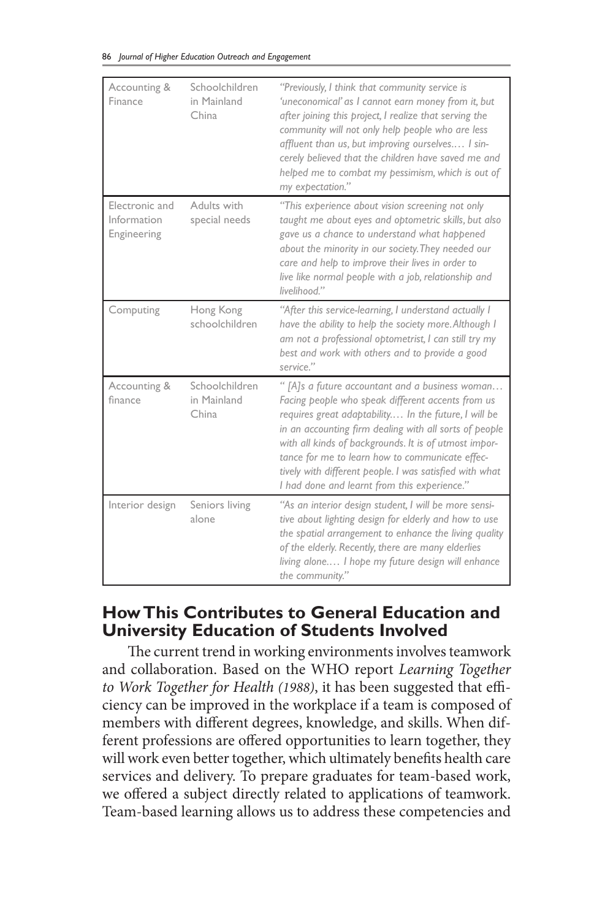| Accounting & Finance | Schoolchildren in Mainland China | *"Previously, I think that community service is 'uneconomical' as I cannot earn money from it, but after joining this project, I realize that serving the community will not only help people who are less affluent than us, but improving ourselves.… I sincerely believed that the children have saved me and helped me to combat my pessimism, which is out of my expectation."* |
|---|---|---|
| Electronic and Information Engineering | Adults with special needs | *"This experience about vision screening not only taught me about eyes and optometric skills, but also gave us a chance to understand what happened about the minority in our society. They needed our care and help to improve their lives in order to live like normal people with a job, relationship and livelihood."* |
| Computing | Hong Kong schoolchildren | *"After this service-learning, I understand actually I have the ability to help the society more. Although I am not a professional optometrist, I can still try my best and work with others and to provide a good service."* |
| Accounting & finance | Schoolchildren in Mainland China | *" [A]s a future accountant and a business woman… Facing people who speak different accents from us requires great adaptability.… In the future, I will be in an accounting firm dealing with all sorts of people with all kinds of backgrounds. It is of utmost importance for me to learn how to communicate effectively with different people. I was satisfied with what I had done and learnt from this experience."* |
| Interior design | Seniors living alone | *"As an interior design student, I will be more sensitive about lighting design for elderly and how to use the spatial arrangement to enhance the living quality of the elderly. Recently, there are many elderlies living alone.… I hope my future design will enhance the community."* |

## How This Contributes to General Education and University Education of Students Involved

The current trend in working environments involves teamwork and collaboration. Based on the WHO report *Learning Together to Work Together for Health (1988)*, it has been suggested that efficiency can be improved in the workplace if a team is composed of members with different degrees, knowledge, and skills. When different professions are offered opportunities to learn together, they will work even better together, which ultimately benefits health care services and delivery. To prepare graduates for team-based work, we offered a subject directly related to applications of teamwork. Team-based learning allows us to address these competencies and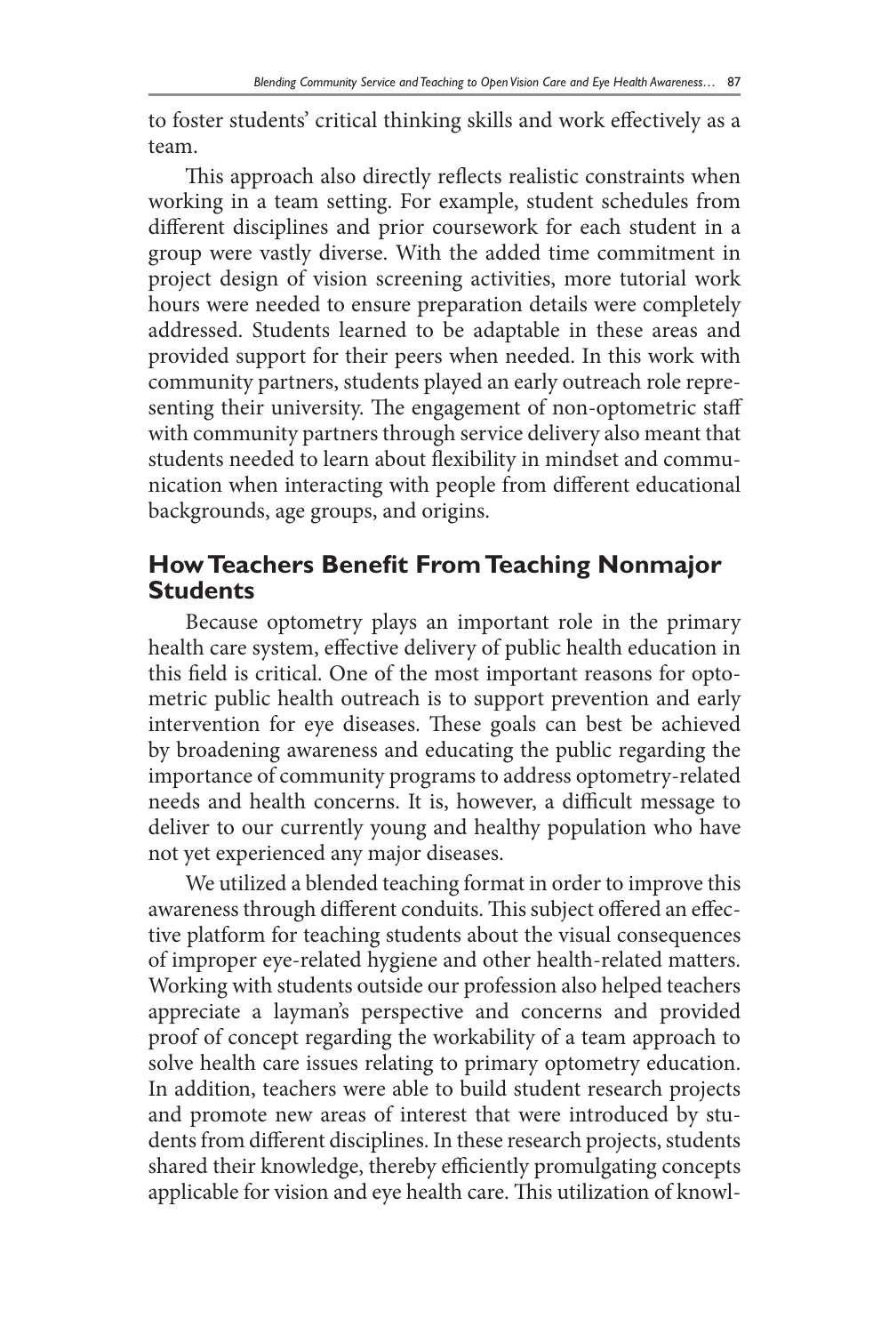to foster students' critical thinking skills and work effectively as a team.

This approach also directly reflects realistic constraints when working in a team setting. For example, student schedules from different disciplines and prior coursework for each student in a group were vastly diverse. With the added time commitment in project design of vision screening activities, more tutorial work hours were needed to ensure preparation details were completely addressed. Students learned to be adaptable in these areas and provided support for their peers when needed. In this work with community partners, students played an early outreach role representing their university. The engagement of non-optometric staff with community partners through service delivery also meant that students needed to learn about flexibility in mindset and communication when interacting with people from different educational backgrounds, age groups, and origins.

## How Teachers Benefit From Teaching Nonmajor Students

Because optometry plays an important role in the primary health care system, effective delivery of public health education in this field is critical. One of the most important reasons for optometric public health outreach is to support prevention and early intervention for eye diseases. These goals can best be achieved by broadening awareness and educating the public regarding the importance of community programs to address optometry-related needs and health concerns. It is, however, a difficult message to deliver to our currently young and healthy population who have not yet experienced any major diseases.

We utilized a blended teaching format in order to improve this awareness through different conduits. This subject offered an effective platform for teaching students about the visual consequences of improper eye-related hygiene and other health-related matters. Working with students outside our profession also helped teachers appreciate a layman's perspective and concerns and provided proof of concept regarding the workability of a team approach to solve health care issues relating to primary optometry education. In addition, teachers were able to build student research projects and promote new areas of interest that were introduced by students from different disciplines. In these research projects, students shared their knowledge, thereby efficiently promulgating concepts applicable for vision and eye health care. This utilization of knowl-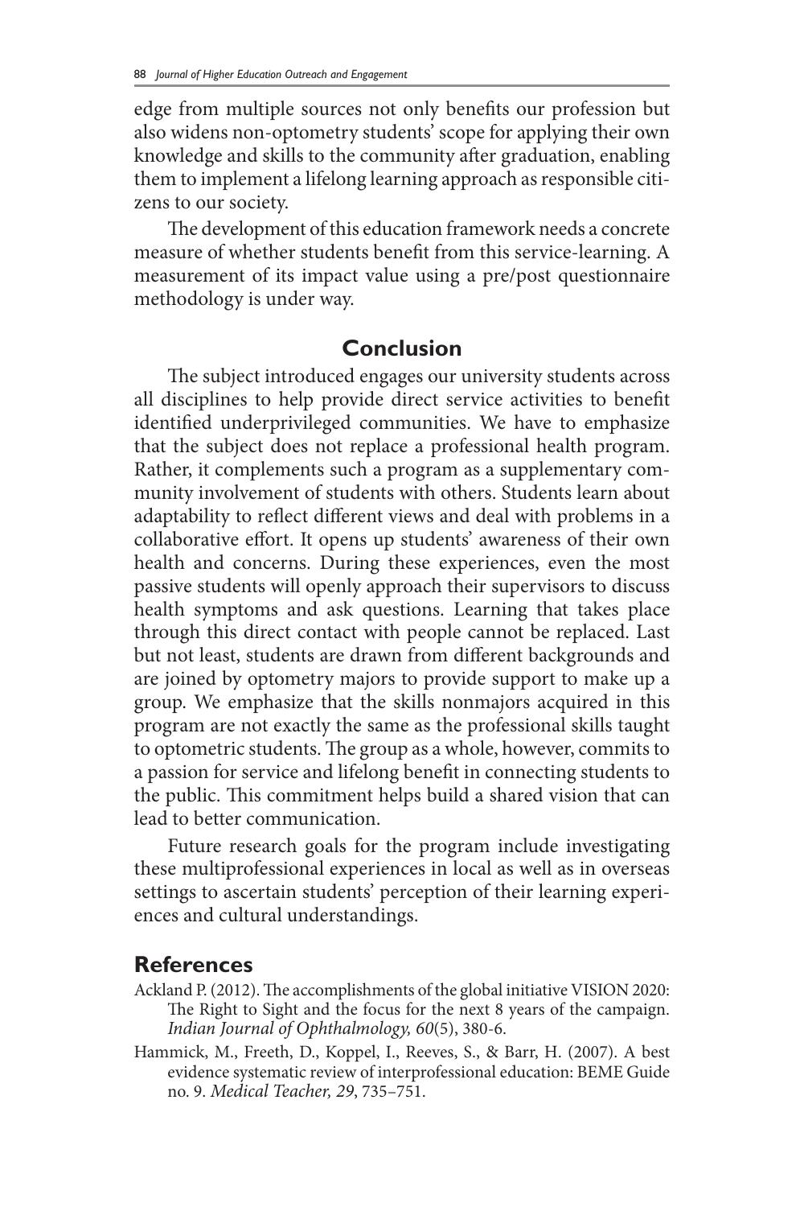edge from multiple sources not only benefits our profession but also widens non-optometry students' scope for applying their own knowledge and skills to the community after graduation, enabling them to implement a lifelong learning approach as responsible citizens to our society.

The development of this education framework needs a concrete measure of whether students benefit from this service-learning. A measurement of its impact value using a pre/post questionnaire methodology is under way.

## Conclusion

The subject introduced engages our university students across all disciplines to help provide direct service activities to benefit identified underprivileged communities. We have to emphasize that the subject does not replace a professional health program. Rather, it complements such a program as a supplementary community involvement of students with others. Students learn about adaptability to reflect different views and deal with problems in a collaborative effort. It opens up students' awareness of their own health and concerns. During these experiences, even the most passive students will openly approach their supervisors to discuss health symptoms and ask questions. Learning that takes place through this direct contact with people cannot be replaced. Last but not least, students are drawn from different backgrounds and are joined by optometry majors to provide support to make up a group. We emphasize that the skills nonmajors acquired in this program are not exactly the same as the professional skills taught to optometric students. The group as a whole, however, commits to a passion for service and lifelong benefit in connecting students to the public. This commitment helps build a shared vision that can lead to better communication.

Future research goals for the program include investigating these multiprofessional experiences in local as well as in overseas settings to ascertain students' perception of their learning experiences and cultural understandings.

## References

Ackland P. (2012). The accomplishments of the global initiative VISION 2020: The Right to Sight and the focus for the next 8 years of the campaign. *Indian Journal of Ophthalmology, 60*(5), 380-6.

Hammick, M., Freeth, D., Koppel, I., Reeves, S., & Barr, H. (2007). A best evidence systematic review of interprofessional education: BEME Guide no. 9. *Medical Teacher, 29*, 735–751.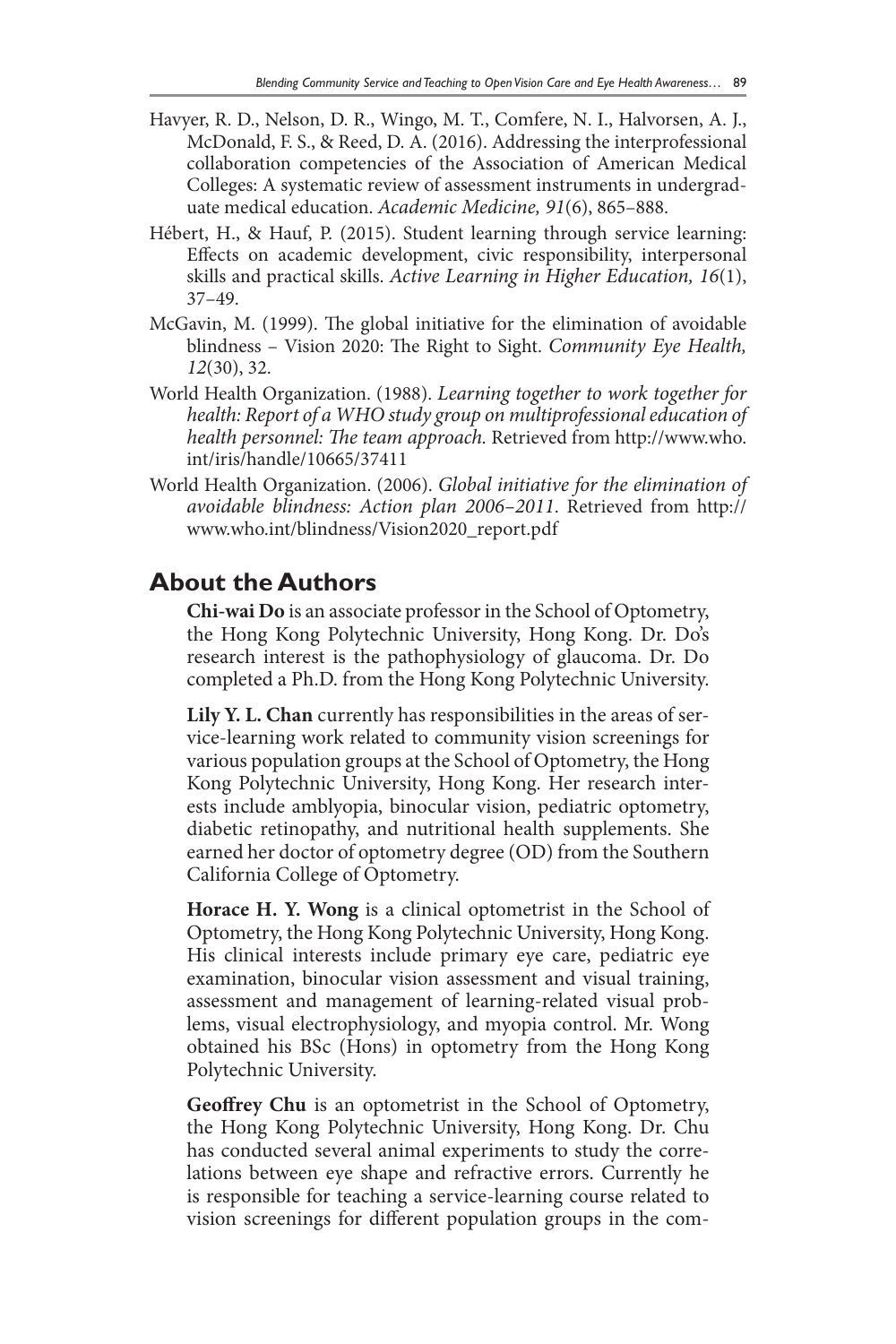Havyer, R. D., Nelson, D. R., Wingo, M. T., Comfere, N. I., Halvorsen, A. J., McDonald, F. S., & Reed, D. A. (2016). Addressing the interprofessional collaboration competencies of the Association of American Medical Colleges: A systematic review of assessment instruments in undergraduate medical education. *Academic Medicine, 91*(6), 865–888.

Hébert, H., & Hauf, P. (2015). Student learning through service learning: Effects on academic development, civic responsibility, interpersonal skills and practical skills. *Active Learning in Higher Education, 16*(1), 37–49.

McGavin, M. (1999). The global initiative for the elimination of avoidable blindness – Vision 2020: The Right to Sight. *Community Eye Health, 12*(30), 32.

World Health Organization. (1988). *Learning together to work together for health: Report of a WHO study group on multiprofessional education of health personnel: The team approach.* Retrieved from http://www.who.int/iris/handle/10665/37411

World Health Organization. (2006). *Global initiative for the elimination of avoidable blindness: Action plan 2006–2011.* Retrieved from http://www.who.int/blindness/Vision2020_report.pdf

## About the Authors

**Chi-wai Do** is an associate professor in the School of Optometry, the Hong Kong Polytechnic University, Hong Kong. Dr. Do's research interest is the pathophysiology of glaucoma. Dr. Do completed a Ph.D. from the Hong Kong Polytechnic University.

**Lily Y. L. Chan** currently has responsibilities in the areas of service-learning work related to community vision screenings for various population groups at the School of Optometry, the Hong Kong Polytechnic University, Hong Kong. Her research interests include amblyopia, binocular vision, pediatric optometry, diabetic retinopathy, and nutritional health supplements. She earned her doctor of optometry degree (OD) from the Southern California College of Optometry.

**Horace H. Y. Wong** is a clinical optometrist in the School of Optometry, the Hong Kong Polytechnic University, Hong Kong. His clinical interests include primary eye care, pediatric eye examination, binocular vision assessment and visual training, assessment and management of learning-related visual problems, visual electrophysiology, and myopia control. Mr. Wong obtained his BSc (Hons) in optometry from the Hong Kong Polytechnic University.

**Geoffrey Chu** is an optometrist in the School of Optometry, the Hong Kong Polytechnic University, Hong Kong. Dr. Chu has conducted several animal experiments to study the correlations between eye shape and refractive errors. Currently he is responsible for teaching a service-learning course related to vision screenings for different population groups in the com-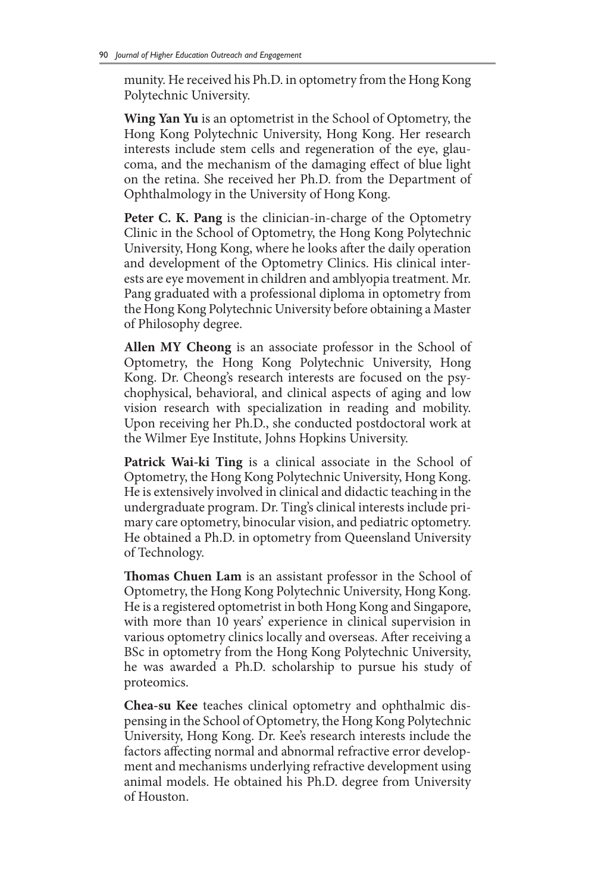munity. He received his Ph.D. in optometry from the Hong Kong Polytechnic University.

**Wing Yan Yu** is an optometrist in the School of Optometry, the Hong Kong Polytechnic University, Hong Kong. Her research interests include stem cells and regeneration of the eye, glaucoma, and the mechanism of the damaging effect of blue light on the retina. She received her Ph.D. from the Department of Ophthalmology in the University of Hong Kong.

**Peter C. K. Pang** is the clinician-in-charge of the Optometry Clinic in the School of Optometry, the Hong Kong Polytechnic University, Hong Kong, where he looks after the daily operation and development of the Optometry Clinics. His clinical interests are eye movement in children and amblyopia treatment. Mr. Pang graduated with a professional diploma in optometry from the Hong Kong Polytechnic University before obtaining a Master of Philosophy degree.

**Allen MY Cheong** is an associate professor in the School of Optometry, the Hong Kong Polytechnic University, Hong Kong. Dr. Cheong's research interests are focused on the psychophysical, behavioral, and clinical aspects of aging and low vision research with specialization in reading and mobility. Upon receiving her Ph.D., she conducted postdoctoral work at the Wilmer Eye Institute, Johns Hopkins University.

**Patrick Wai-ki Ting** is a clinical associate in the School of Optometry, the Hong Kong Polytechnic University, Hong Kong. He is extensively involved in clinical and didactic teaching in the undergraduate program. Dr. Ting's clinical interests include primary care optometry, binocular vision, and pediatric optometry. He obtained a Ph.D. in optometry from Queensland University of Technology.

**Thomas Chuen Lam** is an assistant professor in the School of Optometry, the Hong Kong Polytechnic University, Hong Kong. He is a registered optometrist in both Hong Kong and Singapore, with more than 10 years' experience in clinical supervision in various optometry clinics locally and overseas. After receiving a BSc in optometry from the Hong Kong Polytechnic University, he was awarded a Ph.D. scholarship to pursue his study of proteomics.

**Chea-su Kee** teaches clinical optometry and ophthalmic dispensing in the School of Optometry, the Hong Kong Polytechnic University, Hong Kong. Dr. Kee's research interests include the factors affecting normal and abnormal refractive error development and mechanisms underlying refractive development using animal models. He obtained his Ph.D. degree from University of Houston.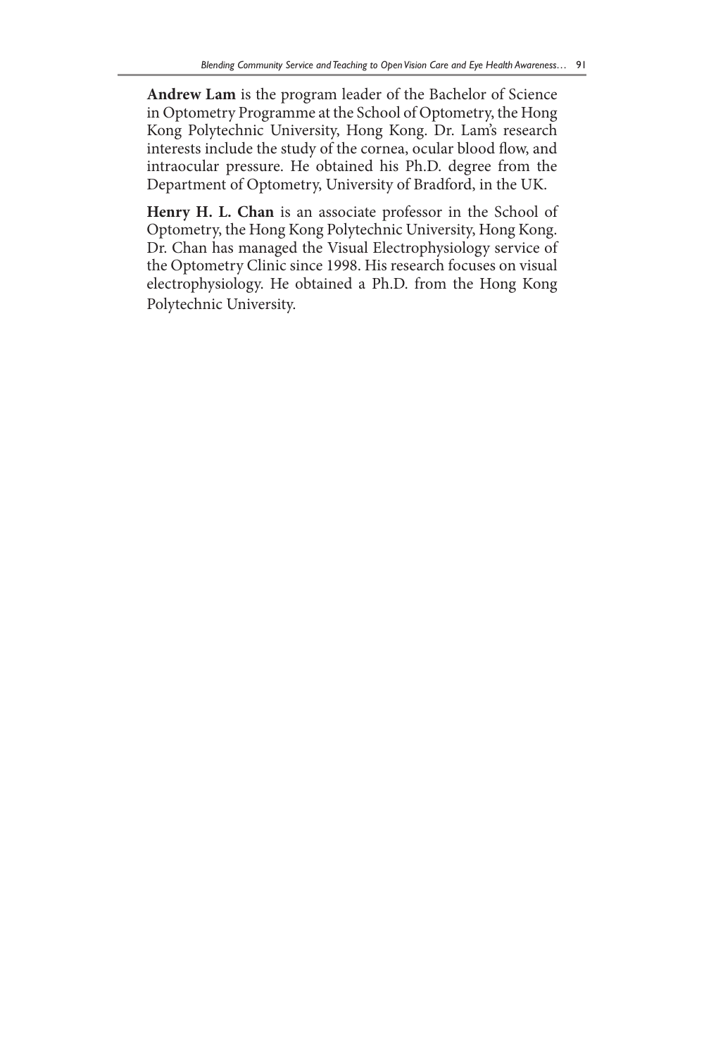**Andrew Lam** is the program leader of the Bachelor of Science in Optometry Programme at the School of Optometry, the Hong Kong Polytechnic University, Hong Kong. Dr. Lam's research interests include the study of the cornea, ocular blood flow, and intraocular pressure. He obtained his Ph.D. degree from the Department of Optometry, University of Bradford, in the UK.

**Henry H. L. Chan** is an associate professor in the School of Optometry, the Hong Kong Polytechnic University, Hong Kong. Dr. Chan has managed the Visual Electrophysiology service of the Optometry Clinic since 1998. His research focuses on visual electrophysiology. He obtained a Ph.D. from the Hong Kong Polytechnic University.